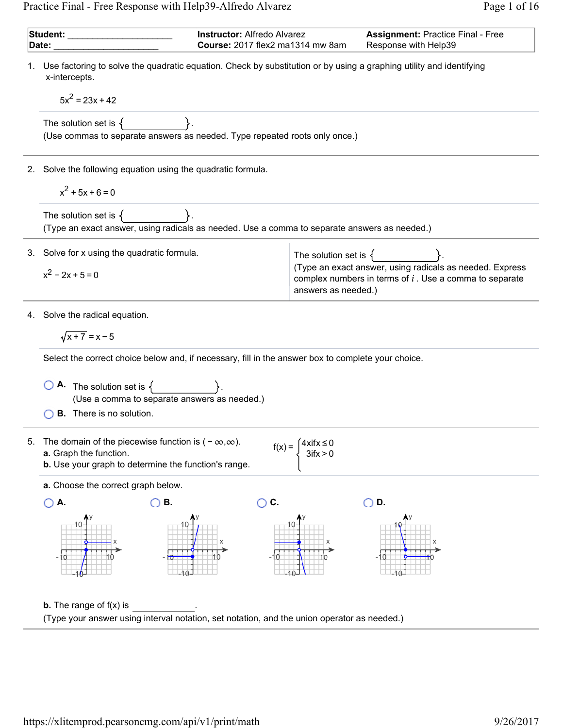| **Student:** ____________________ | **Instructor:** Alfredo Alvarez | **Assignment:** Practice Final - Free |
| --- | --- | --- |
| **Date:** ____________________ | **Course:** 2017 flex2 ma1314 mw 8am | Response with Help39 |

1. Use factoring to solve the quadratic equation. Check by substitution or by using a graphing utility and identifying x-intercepts.

   $$5x^2 = 23x + 42$$

   The solution set is { ____________ }.
   (Use commas to separate answers as needed. Type repeated roots only once.)

2. Solve the following equation using the quadratic formula.

   $$x^2 + 5x + 6 = 0$$

   The solution set is { ____________ }.
   (Type an exact answer, using radicals as needed. Use a comma to separate answers as needed.)

3. Solve for x using the quadratic formula.

   $$x^2 - 2x + 5 = 0$$

   The solution set is { ____________ }.
   (Type an exact answer, using radicals as needed. Express complex numbers in terms of $i$. Use a comma to separate answers as needed.)

4. Solve the radical equation.

   $$\sqrt{x+7} = x - 5$$

   Select the correct choice below and, if necessary, fill in the answer box to complete your choice.

   ◯ **A.** The solution set is { ____________ }.
   (Use a comma to separate answers as needed.)

   ◯ **B.** There is no solution.

5. The domain of the piecewise function is $(-\infty, \infty)$.
   **a.** Graph the function.
   **b.** Use your graph to determine the function's range.

   $$f(x) = \begin{cases} 4x & \text{if } x \le 0 \\ 3 & \text{if } x > 0 \end{cases}$$

   **a.** Choose the correct graph below.

   ◯ **A.** ◯ **B.** ◯ **C.** ◯ **D.**

   **b.** The range of f(x) is ____________.
   (Type your answer using interval notation, set notation, and the union operator as needed.)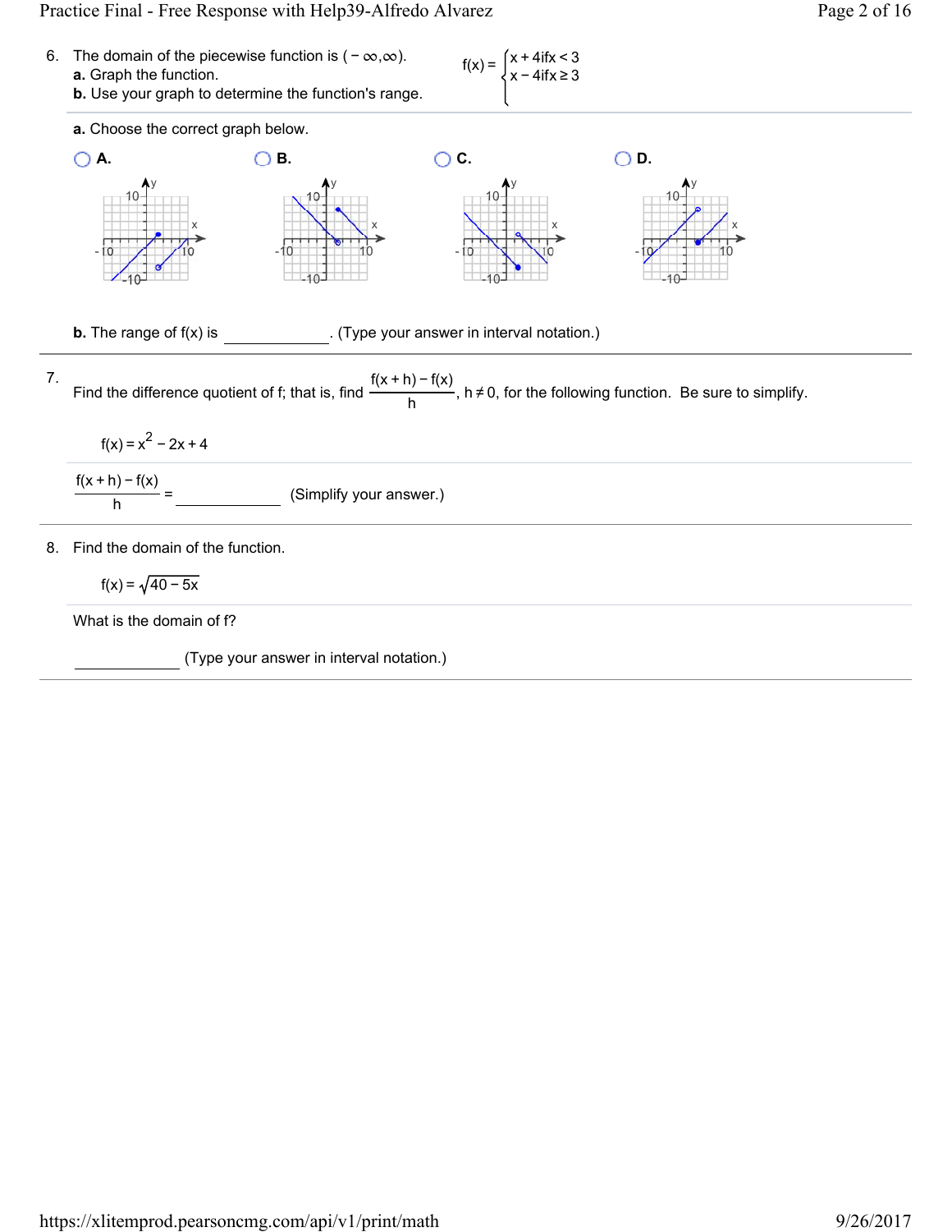6. The domain of the piecewise function is $(-\infty, \infty)$.
   **a.** Graph the function.
   **b.** Use your graph to determine the function's range.

$$f(x) = \begin{cases} x + 4 \text{ if } x < 3 \\ x - 4 \text{ if } x \geq 3 \end{cases}$$

**a.** Choose the correct graph below.

- A.
- B.
- C.
- D.

**b.** The range of f(x) is ____________. (Type your answer in interval notation.)

---

7. Find the difference quotient of f; that is, find $\frac{f(x+h) - f(x)}{h}$, $h \neq 0$, for the following function. Be sure to simplify.

$$f(x) = x^2 - 2x + 4$$

$\frac{f(x+h) - f(x)}{h} =$ ____________ (Simplify your answer.)

---

8. Find the domain of the function.

$$f(x) = \sqrt{40 - 5x}$$

What is the domain of f?

____________ (Type your answer in interval notation.)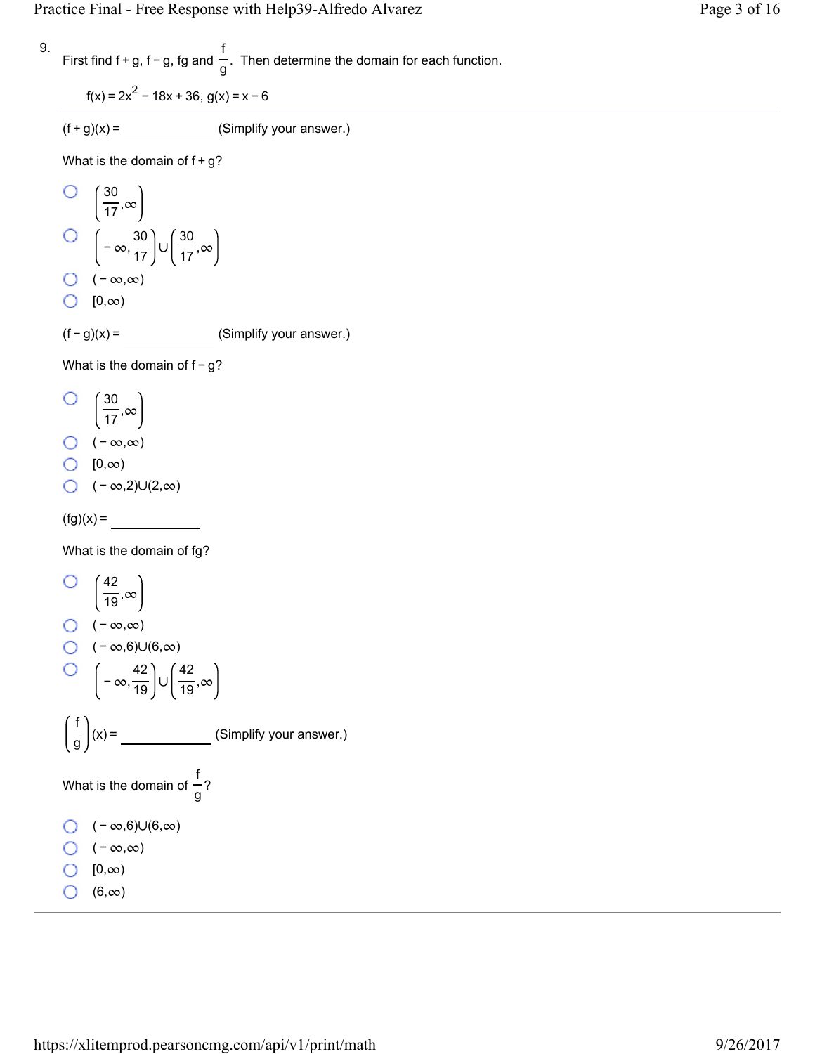9. First find f + g, f − g, fg and $\frac{f}{g}$. Then determine the domain for each function.

$f(x) = 2x^2 - 18x + 36$, $g(x) = x - 6$

---

$(f+g)(x) =$ ____________ (Simplify your answer.)

What is the domain of f + g?

- $\left(\frac{30}{17},\infty\right)$
- $\left(-\infty,\frac{30}{17}\right) \cup \left(\frac{30}{17},\infty\right)$
- $(-\infty,\infty)$
- $[0,\infty)$

$(f-g)(x) =$ ____________ (Simplify your answer.)

What is the domain of f − g?

- $\left(\frac{30}{17},\infty\right)$
- $(-\infty,\infty)$
- $[0,\infty)$
- $(-\infty,2)\cup(2,\infty)$

$(fg)(x) =$ ____________

What is the domain of fg?

- $\left(\frac{42}{19},\infty\right)$
- $(-\infty,\infty)$
- $(-\infty,6)\cup(6,\infty)$
- $\left(-\infty,\frac{42}{19}\right) \cup \left(\frac{42}{19},\infty\right)$

$\left(\frac{f}{g}\right)(x) =$ ____________ (Simplify your answer.)

What is the domain of $\frac{f}{g}$?

- $(-\infty,6)\cup(6,\infty)$
- $(-\infty,\infty)$
- $[0,\infty)$
- $(6,\infty)$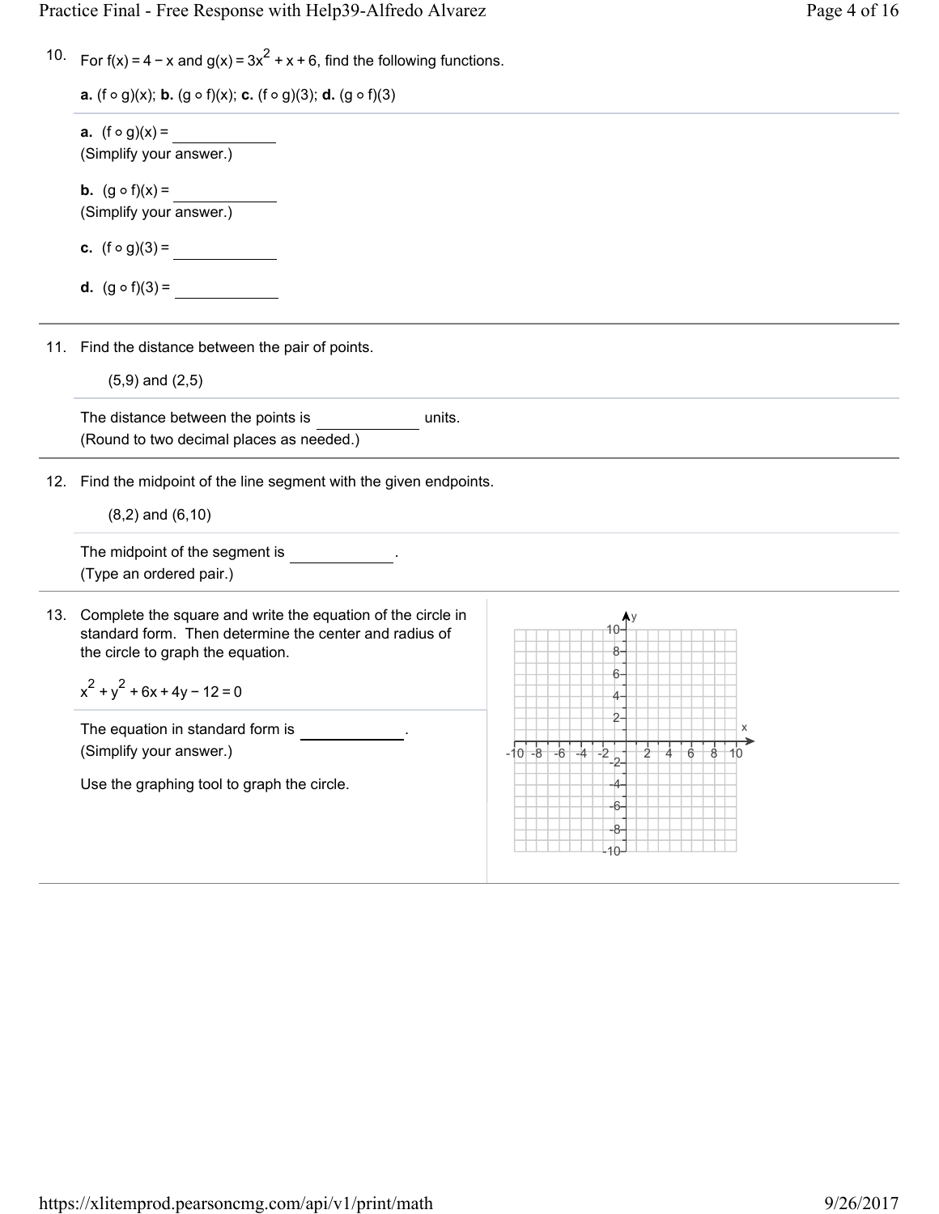10. For $f(x) = 4 - x$ and $g(x) = 3x^2 + x + 6$, find the following functions.

**a.** $(f \circ g)(x)$; **b.** $(g \circ f)(x)$; **c.** $(f \circ g)(3)$; **d.** $(g \circ f)(3)$

**a.** $(f \circ g)(x) =$ ____________
(Simplify your answer.)

**b.** $(g \circ f)(x) =$ ____________
(Simplify your answer.)

**c.** $(f \circ g)(3) =$ ____________

**d.** $(g \circ f)(3) =$ ____________

11. Find the distance between the pair of points.

(5,9) and (2,5)

The distance between the points is ____________ units.
(Round to two decimal places as needed.)

12. Find the midpoint of the line segment with the given endpoints.

(8,2) and (6,10)

The midpoint of the segment is ____________.
(Type an ordered pair.)

13. Complete the square and write the equation of the circle in standard form. Then determine the center and radius of the circle to graph the equation.

$$x^2 + y^2 + 6x + 4y - 12 = 0$$

The equation in standard form is ____________.
(Simplify your answer.)

Use the graphing tool to graph the circle.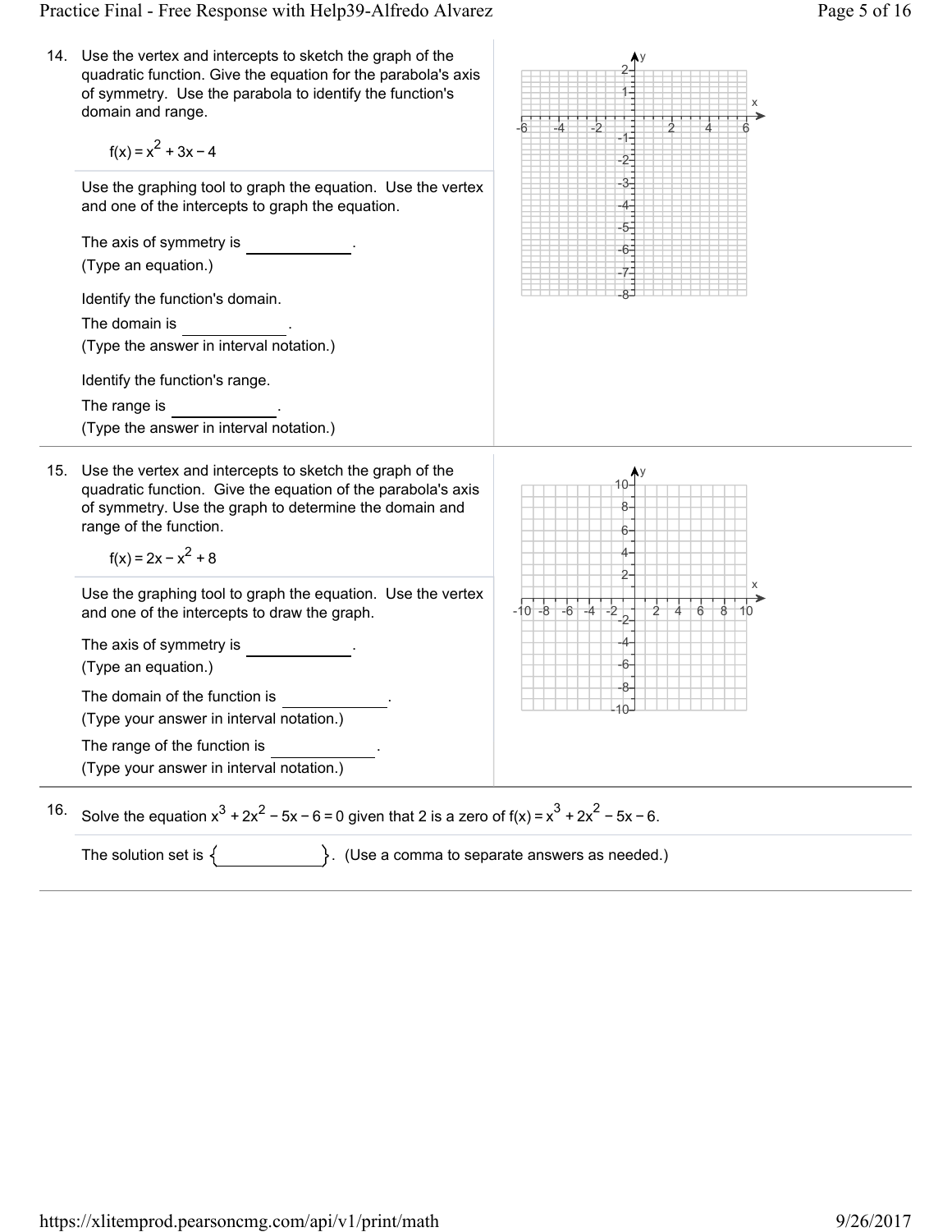14. Use the vertex and intercepts to sketch the graph of the quadratic function. Give the equation for the parabola's axis of symmetry. Use the parabola to identify the function's domain and range.

$$f(x) = x^2 + 3x - 4$$

Use the graphing tool to graph the equation. Use the vertex and one of the intercepts to graph the equation.

The axis of symmetry is ____________.
(Type an equation.)

Identify the function's domain.

The domain is ____________.
(Type the answer in interval notation.)

Identify the function's range.

The range is ____________.
(Type the answer in interval notation.)

15. Use the vertex and intercepts to sketch the graph of the quadratic function. Give the equation of the parabola's axis of symmetry. Use the graph to determine the domain and range of the function.

$$f(x) = 2x - x^2 + 8$$

Use the graphing tool to graph the equation. Use the vertex and one of the intercepts to draw the graph.

The axis of symmetry is ____________.
(Type an equation.)

The domain of the function is ____________.
(Type your answer in interval notation.)

The range of the function is ____________.
(Type your answer in interval notation.)

16. Solve the equation $x^3 + 2x^2 - 5x - 6 = 0$ given that 2 is a zero of $f(x) = x^3 + 2x^2 - 5x - 6$.

The solution set is { ____________ }. (Use a comma to separate answers as needed.)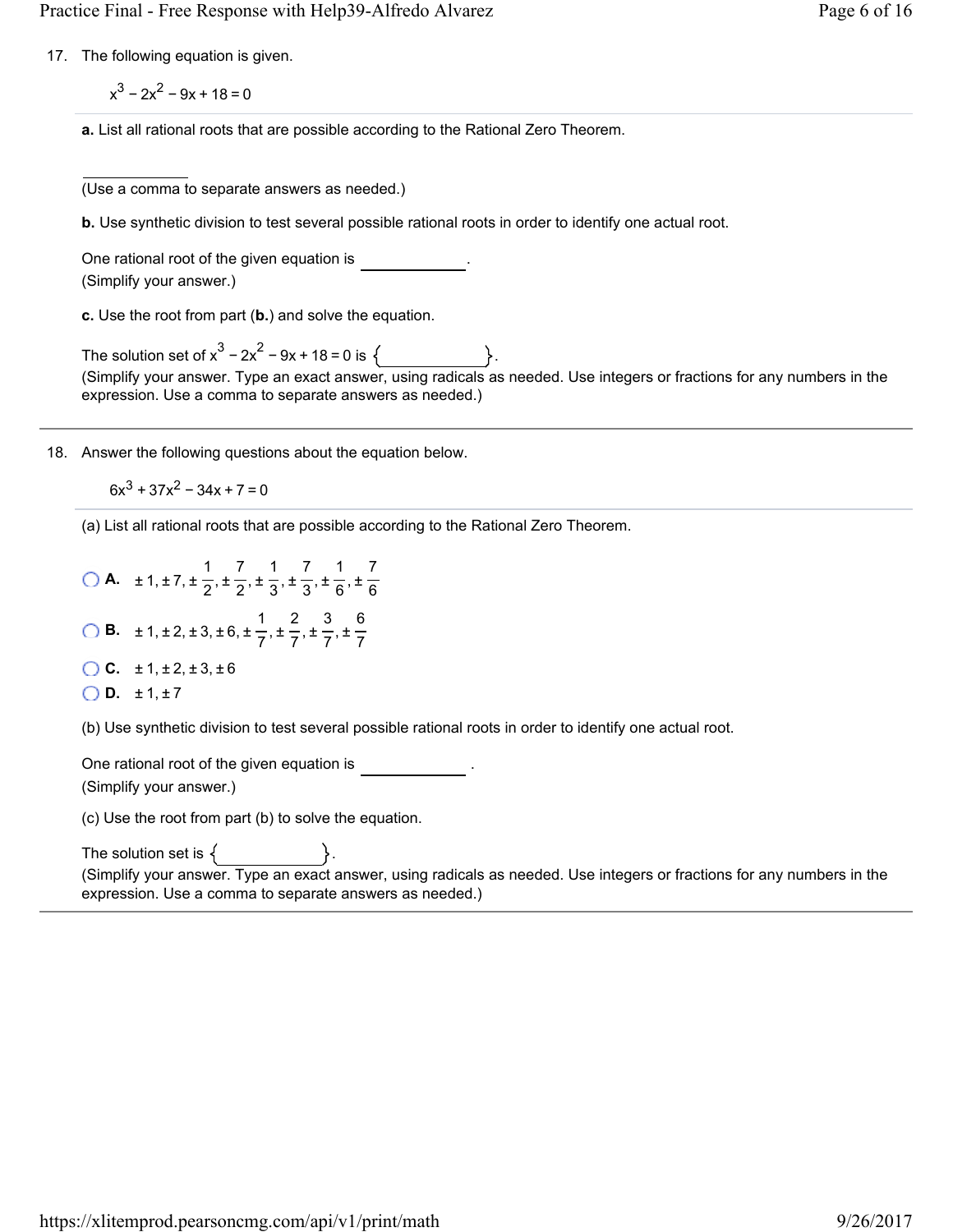17. The following equation is given.

$$x^3 - 2x^2 - 9x + 18 = 0$$

**a.** List all rational roots that are possible according to the Rational Zero Theorem.

\_\_\_\_\_\_\_\_\_\_
(Use a comma to separate answers as needed.)

**b.** Use synthetic division to test several possible rational roots in order to identify one actual root.

One rational root of the given equation is \_\_\_\_\_\_\_\_\_\_.
(Simplify your answer.)

**c.** Use the root from part (**b.**) and solve the equation.

The solution set of $x^3 - 2x^2 - 9x + 18 = 0$ is { \_\_\_\_\_\_\_\_\_\_ }.
(Simplify your answer. Type an exact answer, using radicals as needed. Use integers or fractions for any numbers in the expression. Use a comma to separate answers as needed.)

---

18. Answer the following questions about the equation below.

$$6x^3 + 37x^2 - 34x + 7 = 0$$

(a) List all rational roots that are possible according to the Rational Zero Theorem.

- A. $\pm 1, \pm 7, \pm \frac{1}{2}, \pm \frac{7}{2}, \pm \frac{1}{3}, \pm \frac{7}{3}, \pm \frac{1}{6}, \pm \frac{7}{6}$
- B. $\pm 1, \pm 2, \pm 3, \pm 6, \pm \frac{1}{7}, \pm \frac{2}{7}, \pm \frac{3}{7}, \pm \frac{6}{7}$
- C. $\pm 1, \pm 2, \pm 3, \pm 6$
- D. $\pm 1, \pm 7$

(b) Use synthetic division to test several possible rational roots in order to identify one actual root.

One rational root of the given equation is \_\_\_\_\_\_\_\_\_\_.
(Simplify your answer.)

(c) Use the root from part (b) to solve the equation.

The solution set is { \_\_\_\_\_\_\_\_\_\_ }.
(Simplify your answer. Type an exact answer, using radicals as needed. Use integers or fractions for any numbers in the expression. Use a comma to separate answers as needed.)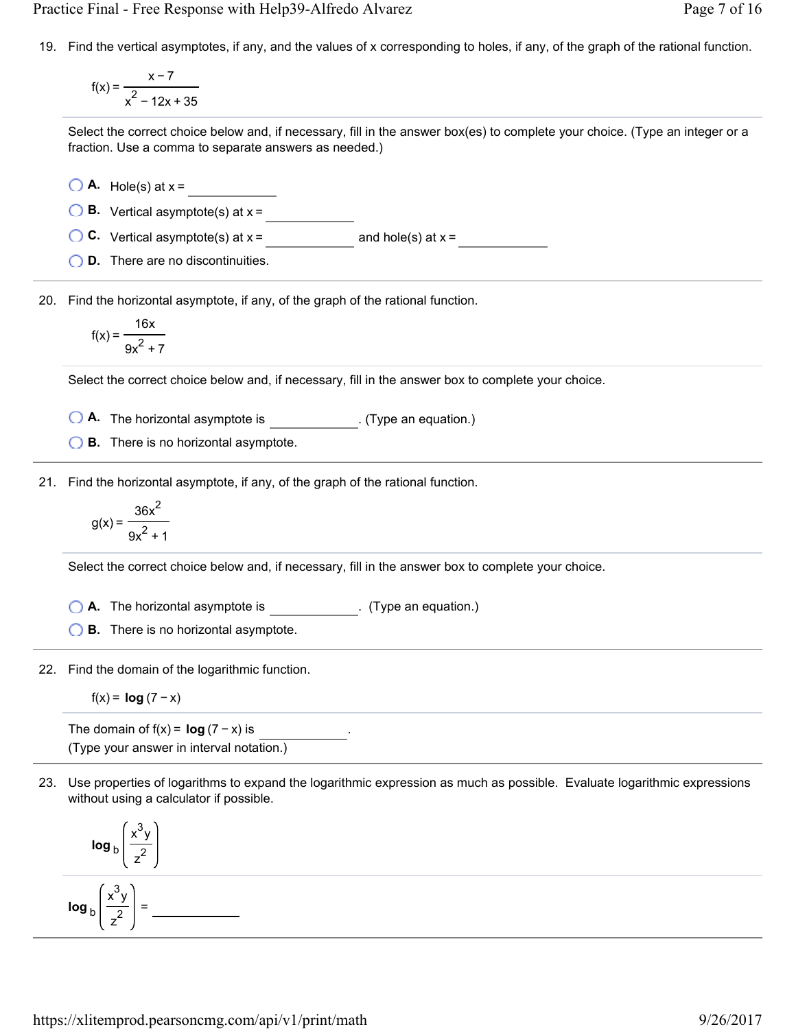19. Find the vertical asymptotes, if any, and the values of x corresponding to holes, if any, of the graph of the rational function.

$$f(x) = \frac{x-7}{x^2 - 12x + 35}$$

Select the correct choice below and, if necessary, fill in the answer box(es) to complete your choice. (Type an integer or a fraction. Use a comma to separate answers as needed.)

- **A.** Hole(s) at x = ____________
- **B.** Vertical asymptote(s) at x = ____________
- **C.** Vertical asymptote(s) at x = ____________ and hole(s) at x = ____________
- **D.** There are no discontinuities.

---

20. Find the horizontal asymptote, if any, of the graph of the rational function.

$$f(x) = \frac{16x}{9x^2 + 7}$$

Select the correct choice below and, if necessary, fill in the answer box to complete your choice.

- **A.** The horizontal asymptote is ____________. (Type an equation.)
- **B.** There is no horizontal asymptote.

---

21. Find the horizontal asymptote, if any, of the graph of the rational function.

$$g(x) = \frac{36x^2}{9x^2 + 1}$$

Select the correct choice below and, if necessary, fill in the answer box to complete your choice.

- **A.** The horizontal asymptote is ____________. (Type an equation.)
- **B.** There is no horizontal asymptote.

---

22. Find the domain of the logarithmic function.

$$f(x) = \log(7 - x)$$

The domain of $f(x) = \log(7 - x)$ is ____________.
(Type your answer in interval notation.)

---

23. Use properties of logarithms to expand the logarithmic expression as much as possible. Evaluate logarithmic expressions without using a calculator if possible.

$$\log_b\left(\frac{x^3 y}{z^2}\right)$$

$\log_b\left(\frac{x^3 y}{z^2}\right) =$ ____________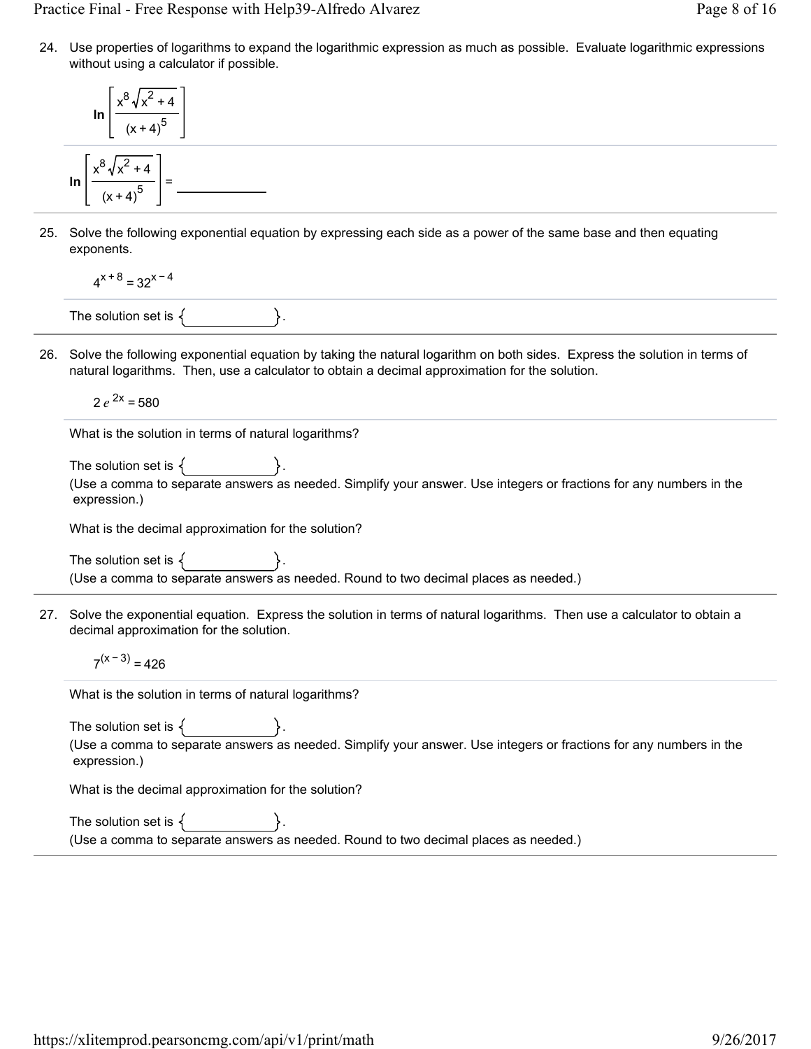24. Use properties of logarithms to expand the logarithmic expression as much as possible. Evaluate logarithmic expressions without using a calculator if possible.

$$\ln\left[\frac{x^8\sqrt{x^2+4}}{(x+4)^5}\right]$$

$$\ln\left[\frac{x^8\sqrt{x^2+4}}{(x+4)^5}\right] = \underline{\qquad\qquad}$$

25. Solve the following exponential equation by expressing each side as a power of the same base and then equating exponents.

$$4^{x+8} = 32^{x-4}$$

The solution set is $\{\qquad\qquad\}$.

26. Solve the following exponential equation by taking the natural logarithm on both sides. Express the solution in terms of natural logarithms. Then, use a calculator to obtain a decimal approximation for the solution.

$$2e^{2x} = 580$$

What is the solution in terms of natural logarithms?

The solution set is $\{\qquad\qquad\}$.
(Use a comma to separate answers as needed. Simplify your answer. Use integers or fractions for any numbers in the expression.)

What is the decimal approximation for the solution?

The solution set is $\{\qquad\qquad\}$.
(Use a comma to separate answers as needed. Round to two decimal places as needed.)

27. Solve the exponential equation. Express the solution in terms of natural logarithms. Then use a calculator to obtain a decimal approximation for the solution.

$$7^{(x-3)} = 426$$

What is the solution in terms of natural logarithms?

The solution set is $\{\qquad\qquad\}$.
(Use a comma to separate answers as needed. Simplify your answer. Use integers or fractions for any numbers in the expression.)

What is the decimal approximation for the solution?

The solution set is $\{\qquad\qquad\}$.
(Use a comma to separate answers as needed. Round to two decimal places as needed.)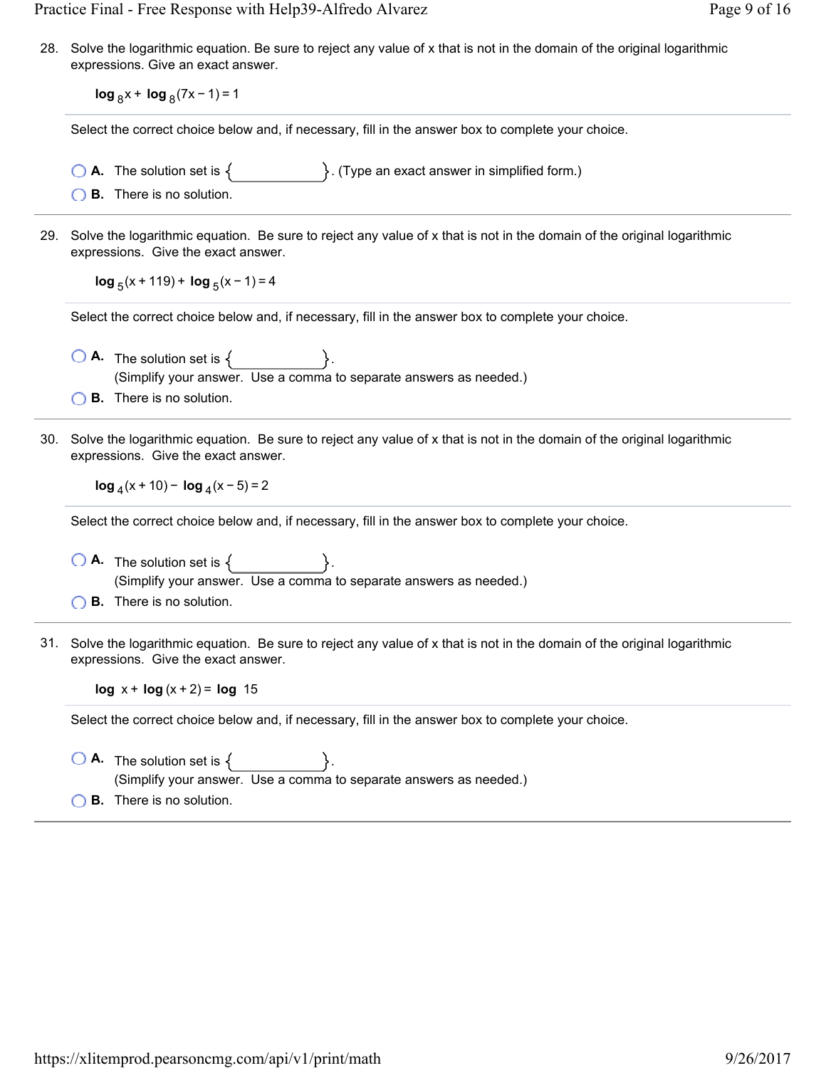28. Solve the logarithmic equation. Be sure to reject any value of x that is not in the domain of the original logarithmic expressions. Give an exact answer.

$$\log_8 x + \log_8 (7x - 1) = 1$$

Select the correct choice below and, if necessary, fill in the answer box to complete your choice.

- A. The solution set is { ______ }. (Type an exact answer in simplified form.)
- B. There is no solution.

---

29. Solve the logarithmic equation. Be sure to reject any value of x that is not in the domain of the original logarithmic expressions. Give the exact answer.

$$\log_5 (x + 119) + \log_5 (x - 1) = 4$$

Select the correct choice below and, if necessary, fill in the answer box to complete your choice.

- A. The solution set is { ______ }.
  (Simplify your answer. Use a comma to separate answers as needed.)
- B. There is no solution.

---

30. Solve the logarithmic equation. Be sure to reject any value of x that is not in the domain of the original logarithmic expressions. Give the exact answer.

$$\log_4 (x + 10) - \log_4 (x - 5) = 2$$

Select the correct choice below and, if necessary, fill in the answer box to complete your choice.

- A. The solution set is { ______ }.
  (Simplify your answer. Use a comma to separate answers as needed.)
- B. There is no solution.

---

31. Solve the logarithmic equation. Be sure to reject any value of x that is not in the domain of the original logarithmic expressions. Give the exact answer.

$$\log x + \log (x + 2) = \log 15$$

Select the correct choice below and, if necessary, fill in the answer box to complete your choice.

- A. The solution set is { ______ }.
  (Simplify your answer. Use a comma to separate answers as needed.)
- B. There is no solution.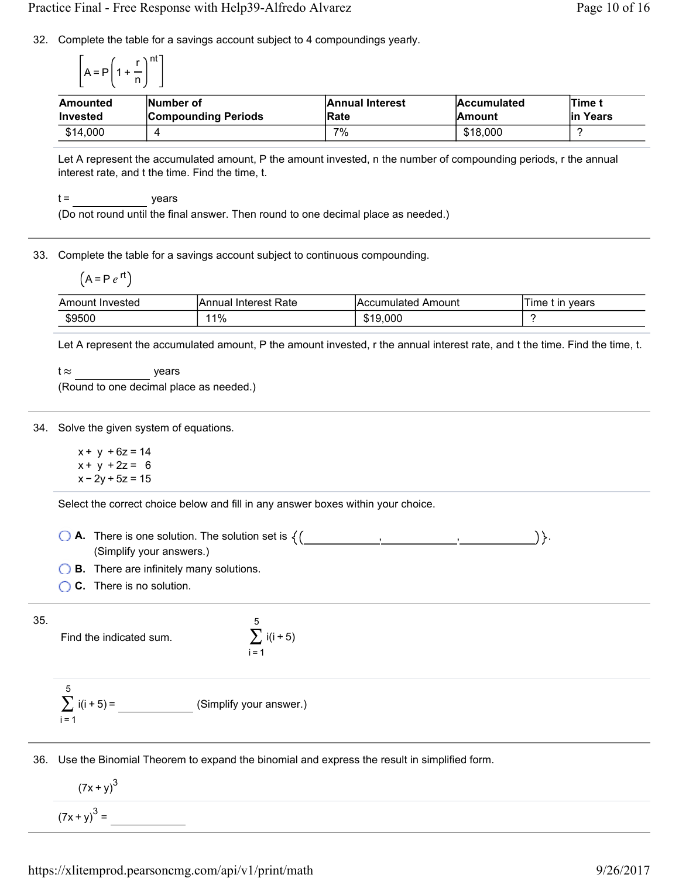32. Complete the table for a savings account subject to 4 compoundings yearly.

$$\left[A = P\left(1 + \frac{r}{n}\right)^{nt}\right]$$

| Amounted Invested | Number of Compounding Periods | Annual Interest Rate | Accumulated Amount | Time t in Years |
|---|---|---|---|---|
| $14,000 | 4 | 7% | $18,000 | ? |

Let A represent the accumulated amount, P the amount invested, n the number of compounding periods, r the annual interest rate, and t the time. Find the time, t.

t = ____________ years

(Do not round until the final answer. Then round to one decimal place as needed.)

---

33. Complete the table for a savings account subject to continuous compounding.

$$\left(A = P e^{rt}\right)$$

| Amount Invested | Annual Interest Rate | Accumulated Amount | Time t in years |
|---|---|---|---|
| $9500 | 11% | $19,000 | ? |

Let A represent the accumulated amount, P the amount invested, r the annual interest rate, and t the time. Find the time, t.

$t \approx$ ____________ years

(Round to one decimal place as needed.)

---

34. Solve the given system of equations.

$$\begin{aligned} x + y + 6z &= 14 \\ x + y + 2z &= 6 \\ x - 2y + 5z &= 15 \end{aligned}$$

Select the correct choice below and fill in any answer boxes within your choice.

- **A.** There is one solution. The solution set is {( ____________ , ____________ , ____________ )}.
  (Simplify your answers.)
- **B.** There are infinitely many solutions.
- **C.** There is no solution.

---

35. Find the indicated sum. $\displaystyle\sum_{i=1}^{5} i(i+5)$

$\displaystyle\sum_{i=1}^{5} i(i+5) =$ ____________ (Simplify your answer.)

---

36. Use the Binomial Theorem to expand the binomial and express the result in simplified form.

$$(7x + y)^3$$

$(7x + y)^3 =$ ____________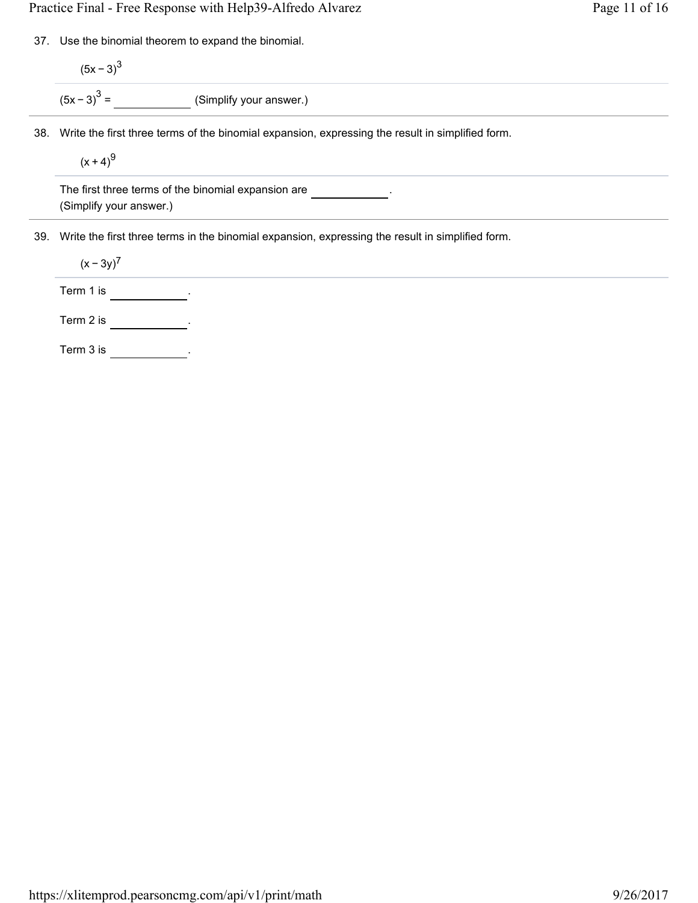37. Use the binomial theorem to expand the binomial.

$(5x - 3)^3$

$(5x - 3)^3 =$ ____________ (Simplify your answer.)

38. Write the first three terms of the binomial expansion, expressing the result in simplified form.

$(x + 4)^9$

The first three terms of the binomial expansion are ____________.
(Simplify your answer.)

39. Write the first three terms in the binomial expansion, expressing the result in simplified form.

$(x - 3y)^7$

Term 1 is ____________.

Term 2 is ____________.

Term 3 is ____________.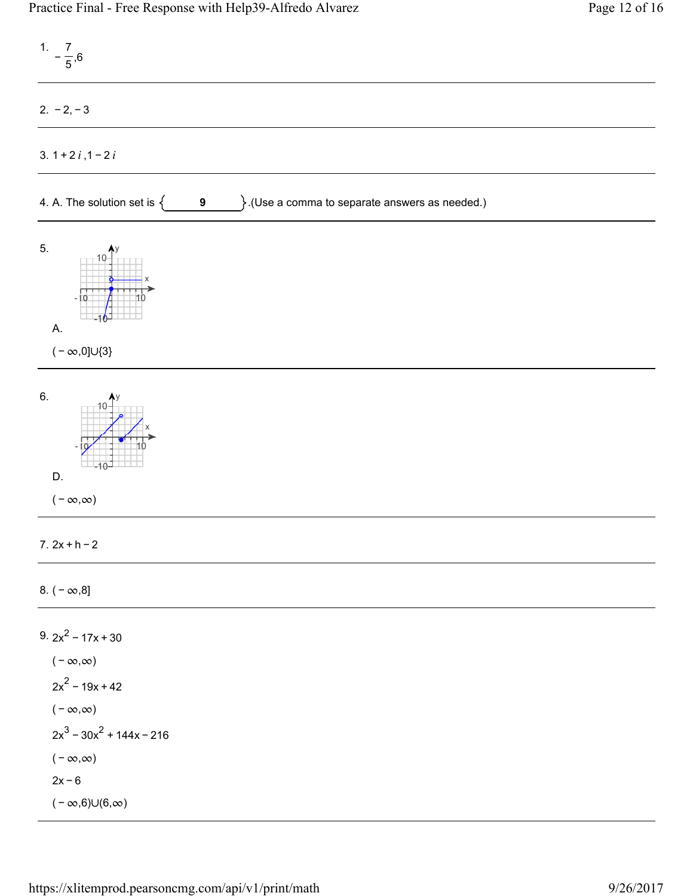1. $-\frac{7}{5}, 6$

---

2. $-2, -3$

---

3. $1+2i, 1-2i$

---

4. A. The solution set is { 9 }.(Use a comma to separate answers as needed.)

---

5. A.

$(-\infty, 0] \cup \{3\}$

---

6. D.

$(-\infty, \infty)$

---

7. $2x+h-2$

---

8. $(-\infty, 8]$

---

9. $2x^2 - 17x + 30$

$(-\infty, \infty)$

$2x^2 - 19x + 42$

$(-\infty, \infty)$

$2x^3 - 30x^2 + 144x - 216$

$(-\infty, \infty)$

$2x - 6$

$(-\infty, 6) \cup (6, \infty)$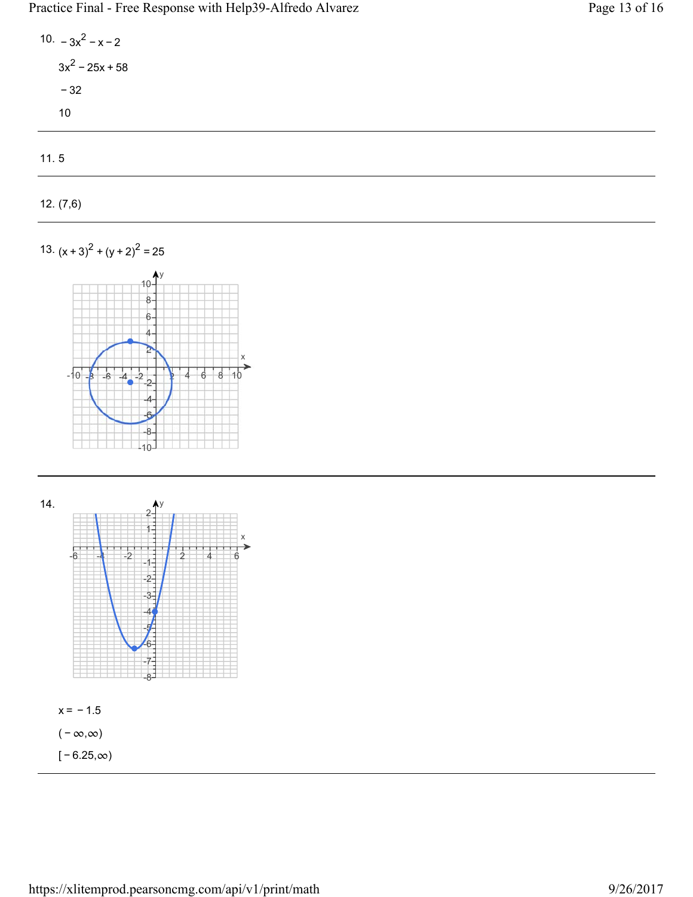10. $-3x^2 - x - 2$

$3x^2 - 25x + 58$

$-32$

$10$

---

11. 5

---

12. (7,6)

---

13. $(x+3)^2 + (y+2)^2 = 25$

---

14.

$x = -1.5$

$(-\infty, \infty)$

$[-6.25, \infty)$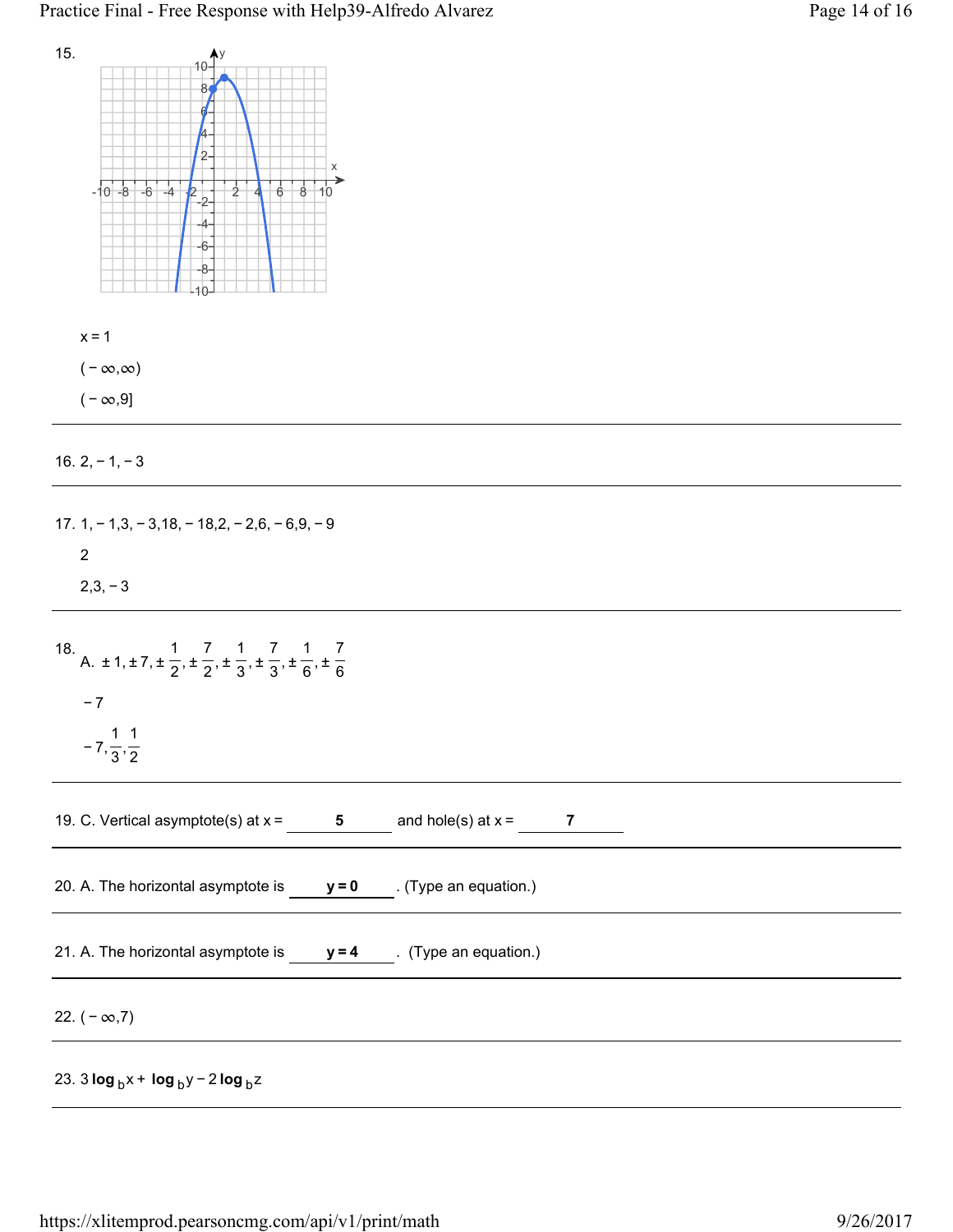15.

$x = 1$

$(-\infty, \infty)$

$(-\infty, 9]$

---

16. $2, -1, -3$

---

17. $1, -1, 3, -3, 18, -18, 2, -2, 6, -6, 9, -9$

$2$

$2, 3, -3$

---

18. A. $\pm 1, \pm 7, \pm \frac{1}{2}, \pm \frac{7}{2}, \pm \frac{1}{3}, \pm \frac{7}{3}, \pm \frac{1}{6}, \pm \frac{7}{6}$

$-7$

$-7, \frac{1}{3}, \frac{1}{2}$

---

19. C. Vertical asymptote(s) at x = **5** and hole(s) at x = **7**

---

20. A. The horizontal asymptote is **$y = 0$**. (Type an equation.)

---

21. A. The horizontal asymptote is **$y = 4$**. (Type an equation.)

---

22. $(-\infty, 7)$

---

23. $3 \log_b x + \log_b y - 2 \log_b z$

---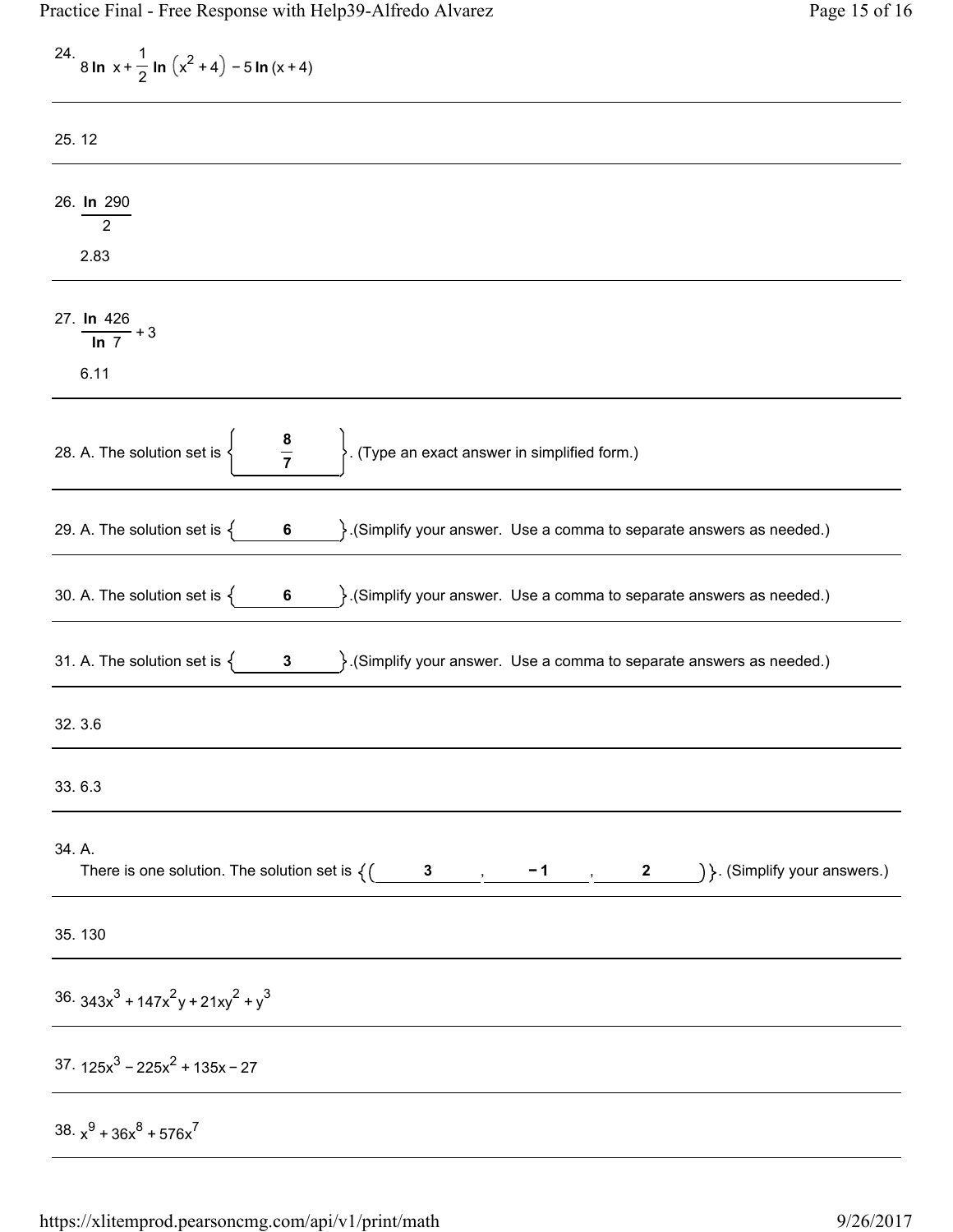24. $8 \ln x + \frac{1}{2} \ln \left(x^2 + 4\right) - 5 \ln (x + 4)$

---

25. 12

---

26. $\frac{\ln 290}{2}$

2.83

---

27. $\frac{\ln 426}{\ln 7} + 3$

6.11

---

28. A. The solution set is $\left\{ \frac{8}{7} \right\}$. (Type an exact answer in simplified form.)

---

29. A. The solution set is { **6** }.(Simplify your answer. Use a comma to separate answers as needed.)

---

30. A. The solution set is { **6** }.(Simplify your answer. Use a comma to separate answers as needed.)

---

31. A. The solution set is { **3** }.(Simplify your answer. Use a comma to separate answers as needed.)

---

32. 3.6

---

33. 6.3

---

34. A.
There is one solution. The solution set is {( **3** , **−1** , **2** )}. (Simplify your answers.)

---

35. 130

---

36. $343x^3 + 147x^2y + 21xy^2 + y^3$

---

37. $125x^3 - 225x^2 + 135x - 27$

---

38. $x^9 + 36x^8 + 576x^7$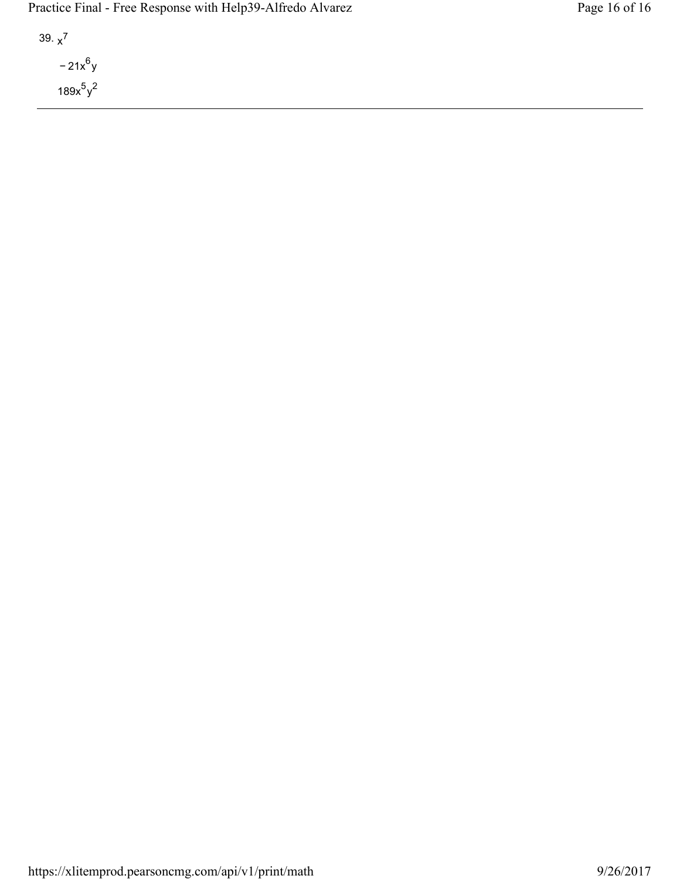39. $x^7$

$-21x^6y$

$189x^5y^2$

---